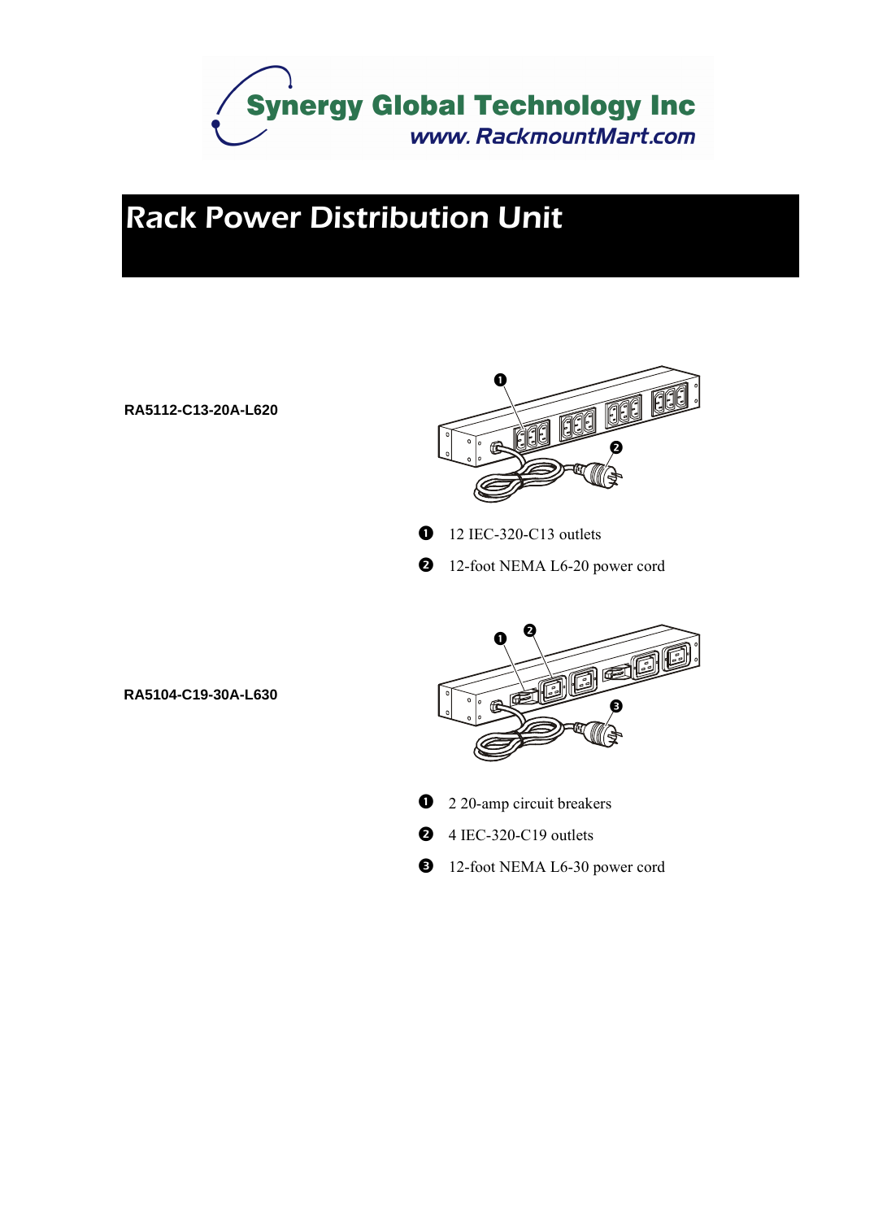Synergy Global Technology Inc
www. RackmountMart.com

# Rack Power Distribution Unit

**RA5112-C13-20A-L620**

1. 12 IEC-320-C13 outlets
2. 12-foot NEMA L6-20 power cord

**RA5104-C19-30A-L630**

1. 2 20-amp circuit breakers
2. 4 IEC-320-C19 outlets
3. 12-foot NEMA L6-30 power cord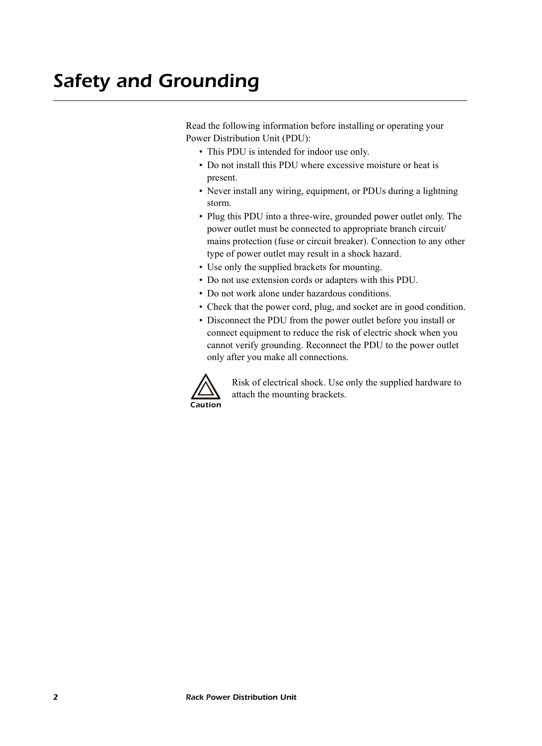# Safety and Grounding

Read the following information before installing or operating your Power Distribution Unit (PDU):

- This PDU is intended for indoor use only.
- Do not install this PDU where excessive moisture or heat is present.
- Never install any wiring, equipment, or PDUs during a lightning storm.
- Plug this PDU into a three-wire, grounded power outlet only. The power outlet must be connected to appropriate branch circuit/ mains protection (fuse or circuit breaker). Connection to any other type of power outlet may result in a shock hazard.
- Use only the supplied brackets for mounting.
- Do not use extension cords or adapters with this PDU.
- Do not work alone under hazardous conditions.
- Check that the power cord, plug, and socket are in good condition.
- Disconnect the PDU from the power outlet before you install or connect equipment to reduce the risk of electric shock when you cannot verify grounding. Reconnect the PDU to the power outlet only after you make all connections.

**Caution**

Risk of electrical shock. Use only the supplied hardware to attach the mounting brackets.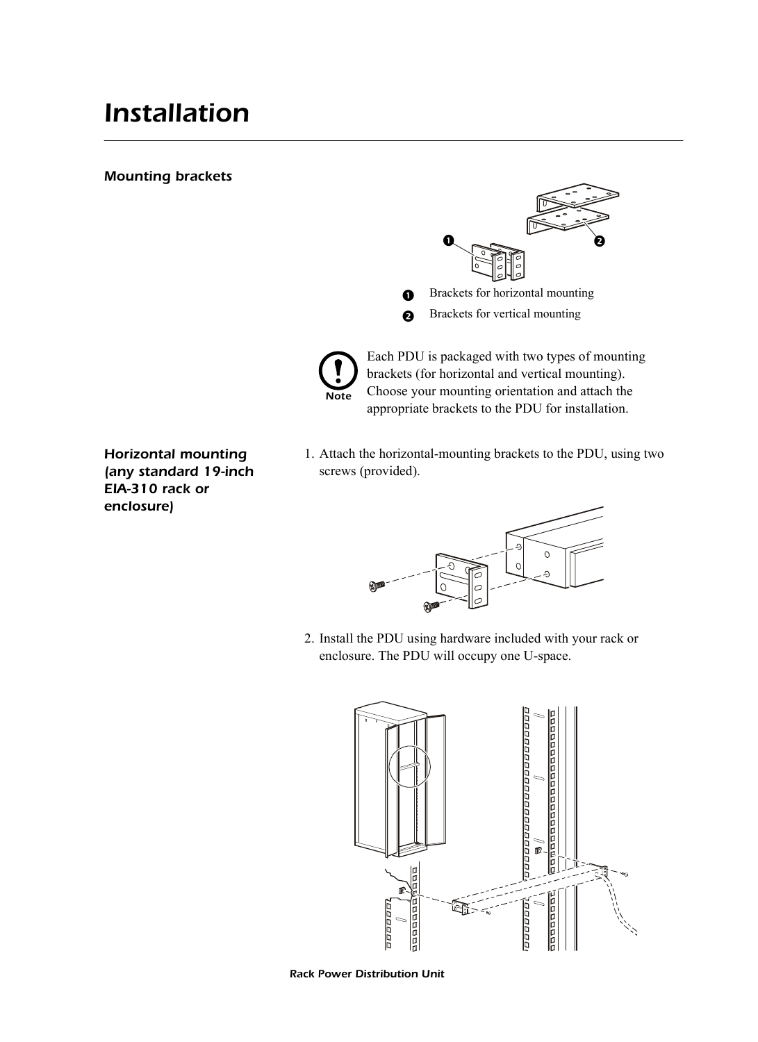# Installation

### Mounting brackets

❶ Brackets for horizontal mounting

❷ Brackets for vertical mounting

**Note:** Each PDU is packaged with two types of mounting brackets (for horizontal and vertical mounting). Choose your mounting orientation and attach the appropriate brackets to the PDU for installation.

### Horizontal mounting (any standard 19-inch EIA-310 rack or enclosure)

1. Attach the horizontal-mounting brackets to the PDU, using two screws (provided).

2. Install the PDU using hardware included with your rack or enclosure. The PDU will occupy one U-space.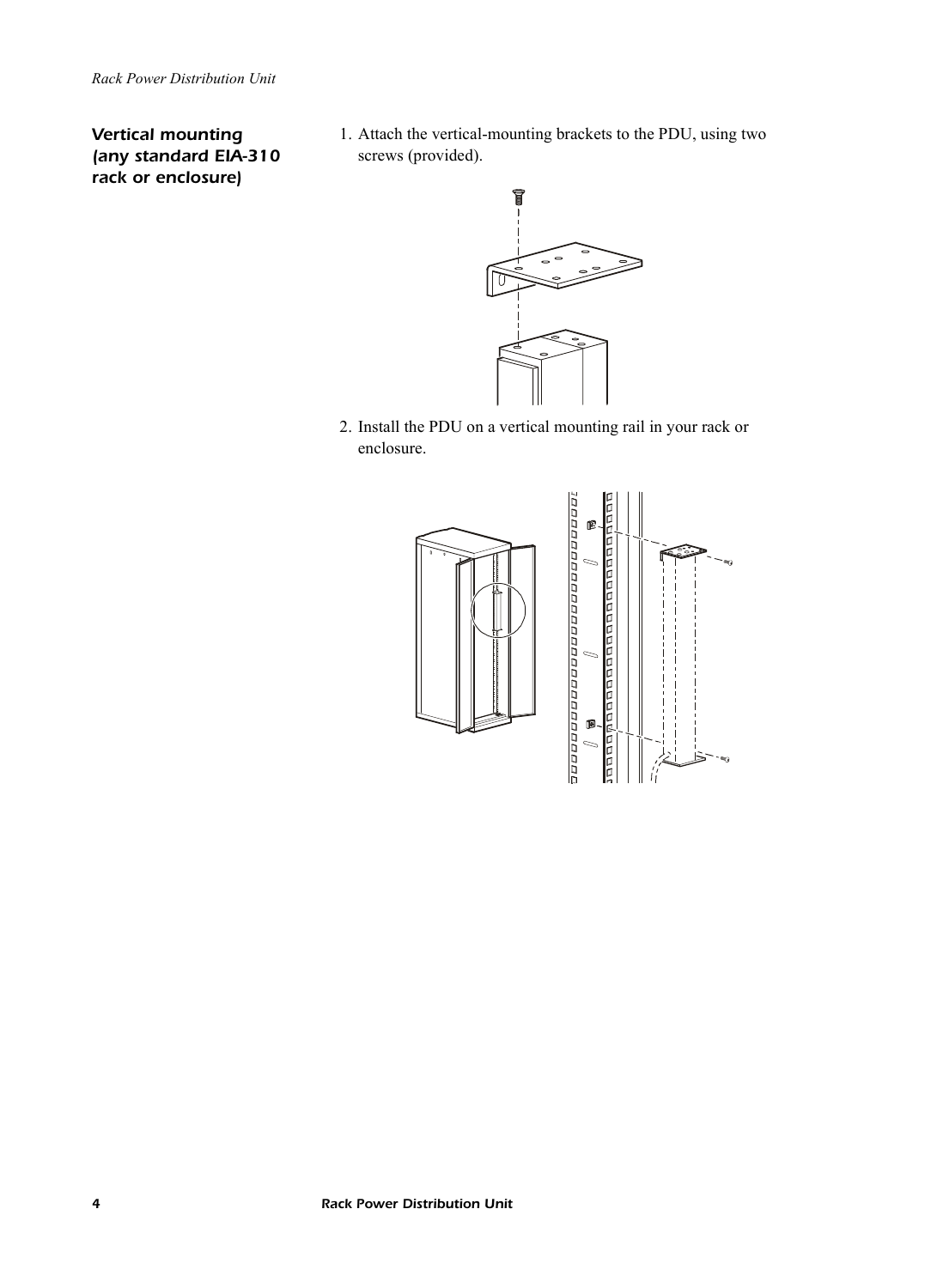### Vertical mounting (any standard EIA-310 rack or enclosure)

1. Attach the vertical-mounting brackets to the PDU, using two screws (provided).

2. Install the PDU on a vertical mounting rail in your rack or enclosure.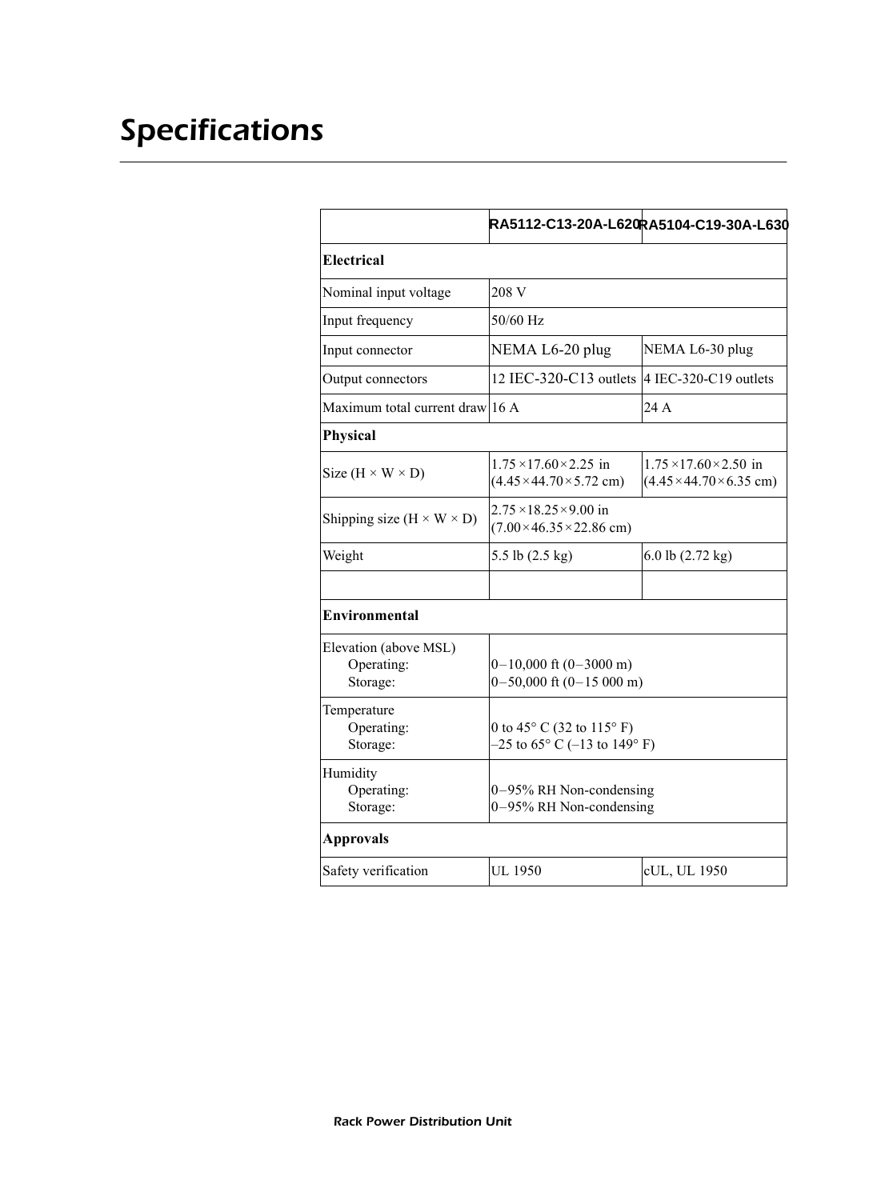# Specifications

| | RA5112-C13-20A-L620 | RA5104-C19-30A-L630 |
|---|---|---|
| **Electrical** | | |
| Nominal input voltage | 208 V | |
| Input frequency | 50/60 Hz | |
| Input connector | NEMA L6-20 plug | NEMA L6-30 plug |
| Output connectors | 12 IEC-320-C13 outlets | 4 IEC-320-C19 outlets |
| Maximum total current draw | 16 A | 24 A |
| **Physical** | | |
| Size (H × W × D) | 1.75×17.60×2.25 in (4.45×44.70×5.72 cm) | 1.75×17.60×2.50 in (4.45×44.70×6.35 cm) |
| Shipping size (H × W × D) | 2.75×18.25×9.00 in (7.00×46.35×22.86 cm) | |
| Weight | 5.5 lb (2.5 kg) | 6.0 lb (2.72 kg) |
| | | |
| **Environmental** | | |
| Elevation (above MSL)<br>Operating:<br>Storage: | 0–10,000 ft (0–3000 m)<br>0–50,000 ft (0–15 000 m) | |
| Temperature<br>Operating:<br>Storage: | 0 to 45° C (32 to 115° F)<br>–25 to 65° C (–13 to 149° F) | |
| Humidity<br>Operating:<br>Storage: | 0–95% RH Non-condensing<br>0–95% RH Non-condensing | |
| **Approvals** | | |
| Safety verification | UL 1950 | cUL, UL 1950 |